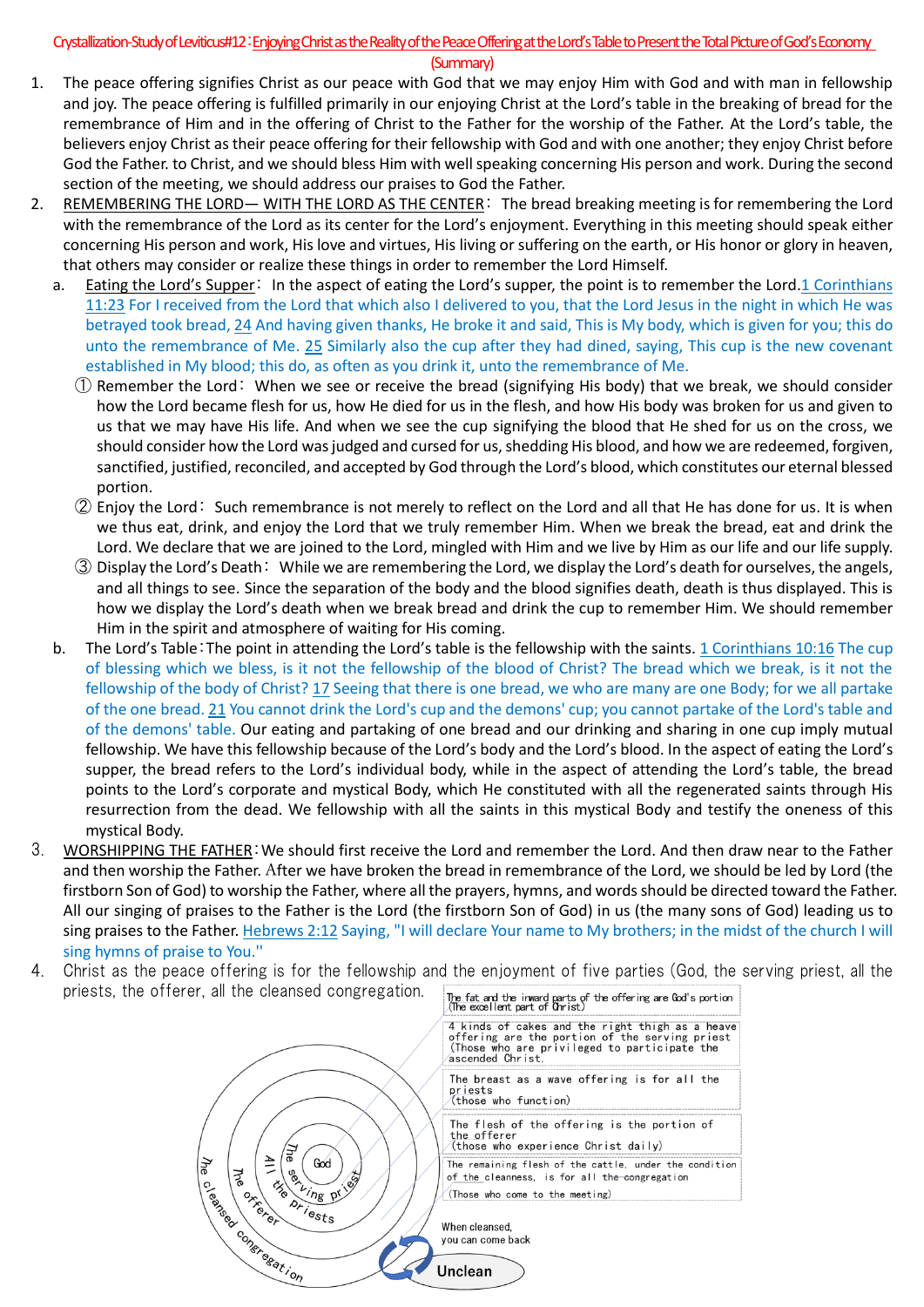# Crystallization-Study of Leviticus #12：Enjoying Christ as the Reality of the Peace Offering at the Lord's Table to Present the Total Picture of God's Economy (Summary)

1. The peace offering signifies Christ as our peace with God that we may enjoy Him with God and with man in fellowship and joy. The peace offering is fulfilled primarily in our enjoying Christ at the Lord's table in the breaking of bread for the remembrance of Him and in the offering of Christ to the Father for the worship of the Father. At the Lord's table, the believers enjoy Christ as their peace offering for their fellowship with God and with one another; they enjoy Christ before God the Father. to Christ, and we should bless Him with well speaking concerning His person and work. During the second section of the meeting, we should address our praises to God the Father.
2. <u>REMEMBERING THE LORD— WITH THE LORD AS THE CENTER</u>： The bread breaking meeting is for remembering the Lord with the remembrance of the Lord as its center for the Lord's enjoyment. Everything in this meeting should speak either concerning His person and work, His love and virtues, His living or suffering on the earth, or His honor or glory in heaven, that others may consider or realize these things in order to remember the Lord Himself.
   a. <u>Eating the Lord's Supper</u>： In the aspect of eating the Lord's supper, the point is to remember the Lord. 1 Corinthians 11:23 For I received from the Lord that which also I delivered to you, that the Lord Jesus in the night in which He was betrayed took bread, 24 And having given thanks, He broke it and said, This is My body, which is given for you; this do unto the remembrance of Me. 25 Similarly also the cup after they had dined, saying, This cup is the new covenant established in My blood; this do, as often as you drink it, unto the remembrance of Me.
      ① Remember the Lord： When we see or receive the bread (signifying His body) that we break, we should consider how the Lord became flesh for us, how He died for us in the flesh, and how His body was broken for us and given to us that we may have His life. And when we see the cup signifying the blood that He shed for us on the cross, we should consider how the Lord was judged and cursed for us, shedding His blood, and how we are redeemed, forgiven, sanctified, justified, reconciled, and accepted by God through the Lord's blood, which constitutes our eternal blessed portion.
      ② Enjoy the Lord： Such remembrance is not merely to reflect on the Lord and all that He has done for us. It is when we thus eat, drink, and enjoy the Lord that we truly remember Him. When we break the bread, eat and drink the Lord. We declare that we are joined to the Lord, mingled with Him and we live by Him as our life and our life supply.
      ③ Display the Lord's Death： While we are remembering the Lord, we display the Lord's death for ourselves, the angels, and all things to see. Since the separation of the body and the blood signifies death, death is thus displayed. This is how we display the Lord's death when we break bread and drink the cup to remember Him. We should remember Him in the spirit and atmosphere of waiting for His coming.
   b. The Lord's Table：The point in attending the Lord's table is the fellowship with the saints. 1 Corinthians 10:16 The cup of blessing which we bless, is it not the fellowship of the blood of Christ? The bread which we break, is it not the fellowship of the body of Christ? 17 Seeing that there is one bread, we who are many are one Body; for we all partake of the one bread. 21 You cannot drink the Lord's cup and the demons' cup; you cannot partake of the Lord's table and of the demons' table. Our eating and partaking of one bread and our drinking and sharing in one cup imply mutual fellowship. We have this fellowship because of the Lord's body and the Lord's blood. In the aspect of eating the Lord's supper, the bread refers to the Lord's individual body, while in the aspect of attending the Lord's table, the bread points to the Lord's corporate and mystical Body, which He constituted with all the regenerated saints through His resurrection from the dead. We fellowship with all the saints in this mystical Body and testify the oneness of this mystical Body.
3. <u>WORSHIPPING THE FATHER</u>：We should first receive the Lord and remember the Lord. And then draw near to the Father and then worship the Father. After we have broken the bread in remembrance of the Lord, we should be led by Lord (the firstborn Son of God) to worship the Father, where all the prayers, hymns, and words should be directed toward the Father. All our singing of praises to the Father is the Lord (the firstborn Son of God) in us (the many sons of God) leading us to sing praises to the Father. Hebrews 2:12 Saying, "I will declare Your name to My brothers; in the midst of the church I will sing hymns of praise to You."
4. Christ as the peace offering is for the fellowship and the enjoyment of five parties (God, the serving priest, all the priests, the offerer, all the cleansed congregation.

(Diagram of concentric circles: God; The serving priest; All the priests; The offerer; The cleansed congregation; Unclean — When cleansed, you can come back)

- The fat and the inward parts of the offering are God's portion (The excellent part of Christ)
- 4 kinds of cakes and the right thigh as a heave offering are the portion of the serving priest (Those who are privileged to participate the ascended Christ.
- The breast as a wave offering is for all the priests (those who function)
- The flesh of the offering is the portion of the offerer (those who experience Christ daily)
- The remaining flesh of the cattle, under the condition of the cleanness, is for all the congregation (Those who come to the meeting)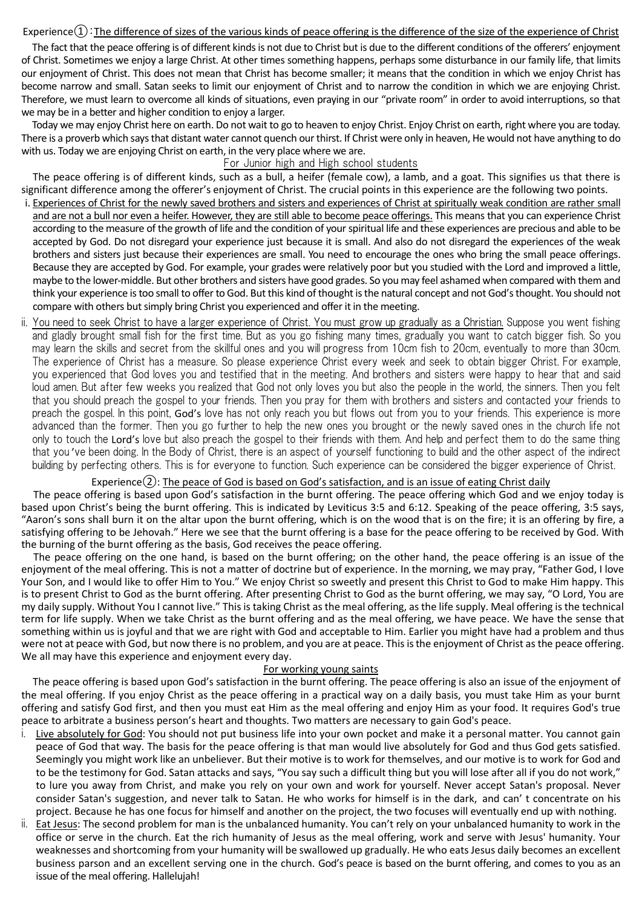## Experience①:<u>The difference of sizes of the various kinds of peace offering is the difference of the size of the experience of Christ</u>

The fact that the peace offering is of different kinds is not due to Christ but is due to the different conditions of the offerers' enjoyment of Christ. Sometimes we enjoy a large Christ. At other times something happens, perhaps some disturbance in our family life, that limits our enjoyment of Christ. This does not mean that Christ has become smaller; it means that the condition in which we enjoy Christ has become narrow and small. Satan seeks to limit our enjoyment of Christ and to narrow the condition in which we are enjoying Christ. Therefore, we must learn to overcome all kinds of situations, even praying in our "private room" in order to avoid interruptions, so that we may be in a better and higher condition to enjoy a larger.

Today we may enjoy Christ here on earth. Do not wait to go to heaven to enjoy Christ. Enjoy Christ on earth, right where you are today. There is a proverb which says that distant water cannot quench our thirst. If Christ were only in heaven, He would not have anything to do with us. Today we are enjoying Christ on earth, in the very place where we are.

### <u>For Junior high and High school students</u>

The peace offering is of different kinds, such as a bull, a heifer (female cow), a lamb, and a goat. This signifies us that there is significant difference among the offerer's enjoyment of Christ. The crucial points in this experience are the following two points.

i. <u>Experiences of Christ for the newly saved brothers and sisters and experiences of Christ at spiritually weak condition are rather small and are not a bull nor even a heifer. However, they are still able to become peace offerings.</u> This means that you can experience Christ according to the measure of the growth of life and the condition of your spiritual life and these experiences are precious and able to be accepted by God. Do not disregard your experience just because it is small. And also do not disregard the experiences of the weak brothers and sisters just because their experiences are small. You need to encourage the ones who bring the small peace offerings. Because they are accepted by God. For example, your grades were relatively poor but you studied with the Lord and improved a little, maybe to the lower-middle. But other brothers and sisters have good grades. So you may feel ashamed when compared with them and think your experience is too small to offer to God. But this kind of thought is the natural concept and not God's thought. You should not compare with others but simply bring Christ you experienced and offer it in the meeting.

ii. <u>You need to seek Christ to have a larger experience of Christ. You must grow up gradually as a Christian.</u> Suppose you went fishing and gladly brought small fish for the first time. But as you go fishing many times, gradually you want to catch bigger fish. So you may learn the skills and secret from the skillful ones and you will progress from 10cm fish to 20cm, eventually to more than 30cm. The experience of Christ has a measure. So please experience Christ every week and seek to obtain bigger Christ. For example, you experienced that God loves you and testified that in the meeting. And brothers and sisters were happy to hear that and said loud amen. But after few weeks you realized that God not only loves you but also the people in the world, the sinners. Then you felt that you should preach the gospel to your friends. Then you pray for them with brothers and sisters and contacted your friends to preach the gospel. In this point, God's love has not only reach you but flows out from you to your friends. This experience is more advanced than the former. Then you go further to help the new ones you brought or the newly saved ones in the church life not only to touch the Lord's love but also preach the gospel to their friends with them. And help and perfect them to do the same thing that you've been doing. In the Body of Christ, there is an aspect of yourself functioning to build and the other aspect of the indirect building by perfecting others. This is for everyone to function. Such experience can be considered the bigger experience of Christ.

## Experience②: <u>The peace of God is based on God's satisfaction, and is an issue of eating Christ daily</u>

The peace offering is based upon God's satisfaction in the burnt offering. The peace offering which God and we enjoy today is based upon Christ's being the burnt offering. This is indicated by Leviticus 3:5 and 6:12. Speaking of the peace offering, 3:5 says, "Aaron's sons shall burn it on the altar upon the burnt offering, which is on the wood that is on the fire; it is an offering by fire, a satisfying offering to be Jehovah." Here we see that the burnt offering is a base for the peace offering to be received by God. With the burning of the burnt offering as the basis, God receives the peace offering.

The peace offering on the one hand, is based on the burnt offering; on the other hand, the peace offering is an issue of the enjoyment of the meal offering. This is not a matter of doctrine but of experience. In the morning, we may pray, "Father God, I love Your Son, and I would like to offer Him to You." We enjoy Christ so sweetly and present this Christ to God to make Him happy. This is to present Christ to God as the burnt offering. After presenting Christ to God as the burnt offering, we may say, "O Lord, You are my daily supply. Without You I cannot live." This is taking Christ as the meal offering, as the life supply. Meal offering is the technical term for life supply. When we take Christ as the burnt offering and as the meal offering, we have peace. We have the sense that something within us is joyful and that we are right with God and acceptable to Him. Earlier you might have had a problem and thus were not at peace with God, but now there is no problem, and you are at peace. This is the enjoyment of Christ as the peace offering. We all may have this experience and enjoyment every day.

### <u>For working young saints</u>

The peace offering is based upon God's satisfaction in the burnt offering. The peace offering is also an issue of the enjoyment of the meal offering. If you enjoy Christ as the peace offering in a practical way on a daily basis, you must take Him as your burnt offering and satisfy God first, and then you must eat Him as the meal offering and enjoy Him as your food. It requires God's true peace to arbitrate a business person's heart and thoughts. Two matters are necessary to gain God's peace.

i. <u>Live absolutely for God</u>: You should not put business life into your own pocket and make it a personal matter. You cannot gain peace of God that way. The basis for the peace offering is that man would live absolutely for God and thus God gets satisfied. Seemingly you might work like an unbeliever. But their motive is to work for themselves, and our motive is to work for God and to be the testimony for God. Satan attacks and says, "You say such a difficult thing but you will lose after all if you do not work," to lure you away from Christ, and make you rely on your own and work for yourself. Never accept Satan's proposal. Never consider Satan's suggestion, and never talk to Satan. He who works for himself is in the dark, and can' t concentrate on his project. Because he has one focus for himself and another on the project, the two focuses will eventually end up with nothing.

ii. <u>Eat Jesus</u>: The second problem for man is the unbalanced humanity. You can't rely on your unbalanced humanity to work in the office or serve in the church. Eat the rich humanity of Jesus as the meal offering, work and serve with Jesus' humanity. Your weaknesses and shortcoming from your humanity will be swallowed up gradually. He who eats Jesus daily becomes an excellent business parson and an excellent serving one in the church. God's peace is based on the burnt offering, and comes to you as an issue of the meal offering. Hallelujah!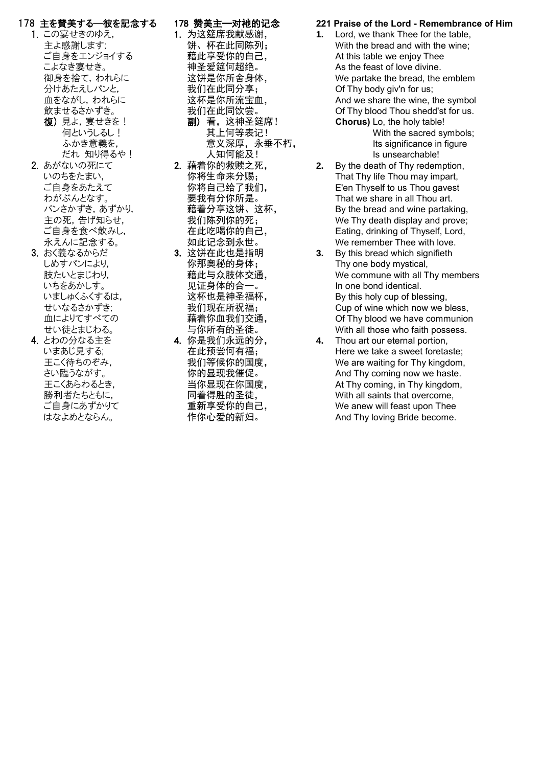## 178 主を賛美する─彼を記念する

1. この宴せきのゆえ，
   主よ感謝します;
   ご自身をエンジョイする
   こよなき宴せき。
   御身を捨て，われらに
   分けあたえしパンと，
   血をながし，われらに
   飲ませるさかずき。

   **復）** 見よ，宴せきを！
   何というしるし！
   ふかき意義を，
   だれ 知り得るや！

2. あがないの死にて
   いのちをたまい，
   ご自身をあたえて
   わがぶんとなす。
   パンさかずき，あずかり，
   主の死，告げ知らせ，
   ご自身を食べ飲みし，
   永えんに記念する。

3. おく義なるからだ
   しめすパンにより，
   肢たいとまじわり，
   いちをあかしす。
   いましゅくふくするは，
   せいなるさかずき;
   血によりてすべての
   せい徒とまじわる。

4. とわの分なる主を
   いまあじ見する;
   王こく待ちのぞみ，
   さい臨うながす。
   王こくあらわるとき，
   勝利者たちともに，
   ご自身にあずかりて
   はなよめとならん。

## 178 赞美主—对祂的记念

1. 为这筵席我献感谢，
   饼、杯在此同陈列；
   藉此享受你的自己，
   神圣爱筵何超绝。
   这饼是你所舍身体，
   我们在此同分享；
   这杯是你所流宝血，
   我们在此同饮尝。

   **副）** 看，这神圣筵席！
   其上何等表记！
   意义深厚，永垂不朽，
   人知何能及！

2. 藉着你的救赎之死，
   你将生命来分赐；
   你将自己给了我们，
   要我有分你所是。
   藉着分享这饼、这杯，
   我们陈列你的死；
   在此吃喝你的自己，
   如此记念到永世。

3. 这饼在此也是指明
   你那奥秘的身体；
   藉此与众肢体交通，
   见证身体的合一。
   这杯也是神圣福杯，
   我们现在所祝福；
   藉着你血我们交通，
   与你所有的圣徒。

4. 你是我们永远的分，
   在此预尝何有福；
   我们等候你的国度，
   你的显现我催促。
   当你显现在你国度，
   同着得胜的圣徒，
   重新享受你的自己，
   作你心爱的新妇。

## 221 Praise of the Lord - Remembrance of Him

**1.** Lord, we thank Thee for the table,
With the bread and with the wine;
At this table we enjoy Thee
As the feast of love divine.
We partake the bread, the emblem
Of Thy body giv'n for us;
And we share the wine, the symbol
Of Thy blood Thou shedd'st for us.

**Chorus)** Lo, the holy table!
With the sacred symbols;
Its significance in figure
Is unsearchable!

**2.** By the death of Thy redemption,
That Thy life Thou may impart,
E'en Thyself to us Thou gavest
That we share in all Thou art.
By the bread and wine partaking,
We Thy death display and prove;
Eating, drinking of Thyself, Lord,
We remember Thee with love.

**3.** By this bread which signifieth
Thy one body mystical,
We commune with all Thy members
In one bond identical.
By this holy cup of blessing,
Cup of wine which now we bless,
Of Thy blood we have communion
With all those who faith possess.

**4.** Thou art our eternal portion,
Here we take a sweet foretaste;
We are waiting for Thy kingdom,
And Thy coming now we haste.
At Thy coming, in Thy kingdom,
With all saints that overcome,
We anew will feast upon Thee
And Thy loving Bride become.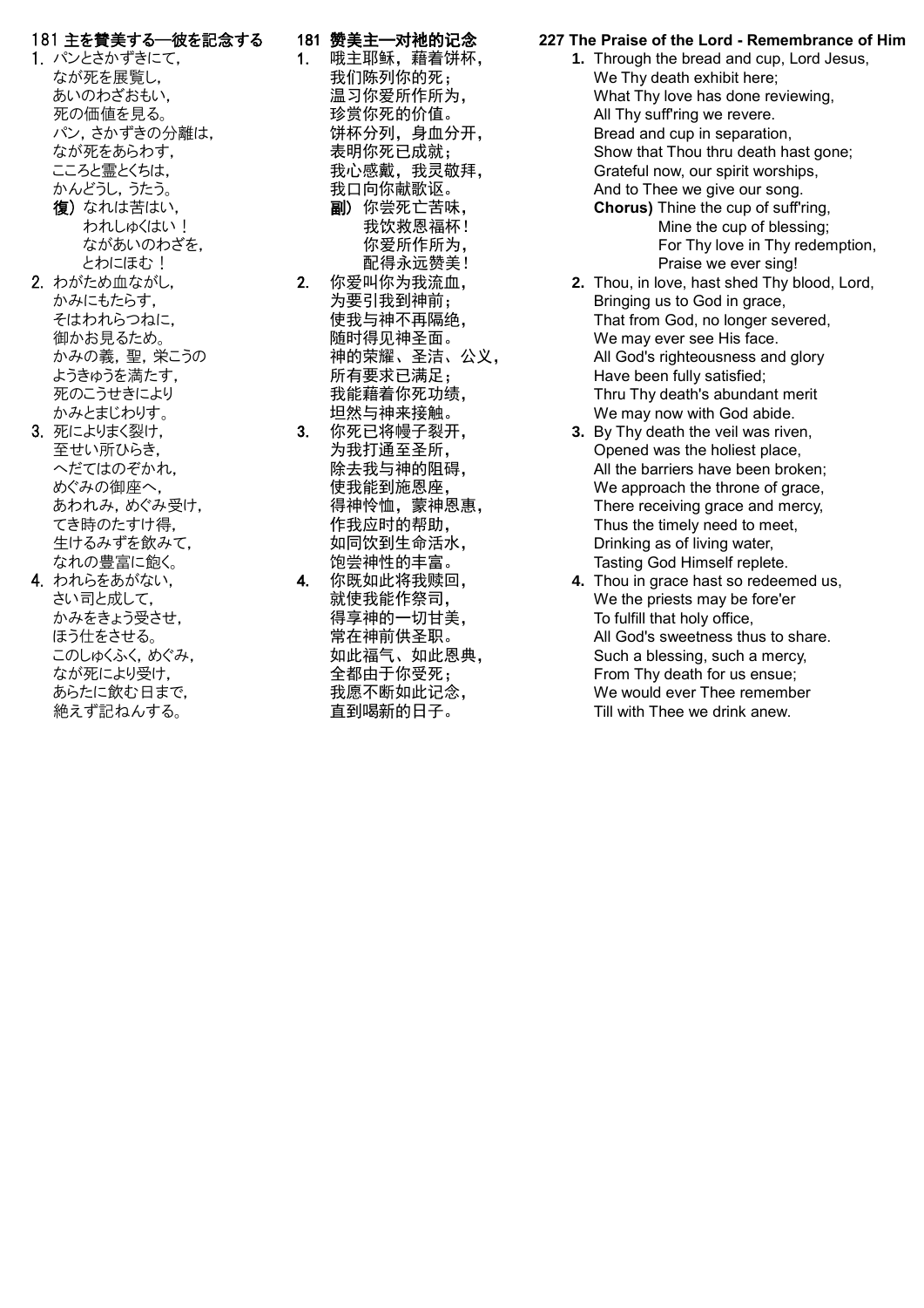### 181 主を賛美する─彼を記念する

1. パンとさかずきにて，
   なが死を展覧し，
   あいのわざおもい，
   死の価値を見る。
   パン，さかずきの分離は，
   なが死をあらわす，
   こころと霊とくちは，
   かんどうし，うたう。
   **復）** なれは苦はい，
   われしゅくはい！
   ながあいのわざを，
   とわにほむ！
2. わがため血ながし，
   かみにもたらす，
   そはわれらつねに，
   御かお見るため。
   かみの義，聖，栄こうの
   ようきゅうを満たす，
   死のこうせきにより
   かみとまじわりす。
3. 死によりまく裂け，
   至せい所ひらき，
   へだてはのぞかれ，
   めぐみの御座へ，
   あわれみ，めぐみ受け，
   てき時のたすけ得，
   生けるみずを飲みて，
   なれの豊富に飽く。
4. われらをあがない，
   さい司と成して，
   かみをきょう受させ，
   ほう仕をさせる。
   このしゅくふく，めぐみ，
   なが死により受け，
   あらたに飲む日まで，
   絶えず記ねんする。

### 181 赞美主—对祂的记念

1. 哦主耶稣，藉着饼杯，
   我们陈列你的死；
   温习你爱所作所为，
   珍赏你死的价值。
   饼杯分列，身血分开，
   表明你死已成就；
   我心感戴，我灵敬拜，
   我口向你献歌讴。
   **副）** 你尝死亡苦味，
   我饮救恩福杯！
   你爱所作所为，
   配得永远赞美！
2. 你爱叫你为我流血，
   为要引我到神前；
   使我与神不再隔绝，
   随时得见神圣面。
   神的荣耀、圣洁、公义，
   所有要求已满足；
   我能藉着你死功绩，
   坦然与神来接触。
3. 你死已将幔子裂开，
   为我打通至圣所，
   除去我与神的阻碍，
   使我能到施恩座，
   得神怜恤，蒙神恩惠，
   作我应时的帮助，
   如同饮到生命活水，
   饱尝神性的丰富。
4. 你既如此将我赎回，
   就使我能作祭司，
   得享神的一切甘美，
   常在神前供圣职。
   如此福气、如此恩典，
   全都由于你受死；
   我愿不断如此记念，
   直到喝新的日子。

### 227 The Praise of the Lord - Remembrance of Him

1. Through the bread and cup, Lord Jesus,
   We Thy death exhibit here;
   What Thy love has done reviewing,
   All Thy suff'ring we revere.
   Bread and cup in separation,
   Show that Thou thru death hast gone;
   Grateful now, our spirit worships,
   And to Thee we give our song.
   **Chorus)** Thine the cup of suff'ring,
   Mine the cup of blessing;
   For Thy love in Thy redemption,
   Praise we ever sing!
2. Thou, in love, hast shed Thy blood, Lord,
   Bringing us to God in grace,
   That from God, no longer severed,
   We may ever see His face.
   All God's righteousness and glory
   Have been fully satisfied;
   Thru Thy death's abundant merit
   We may now with God abide.
3. By Thy death the veil was riven,
   Opened was the holiest place,
   All the barriers have been broken;
   We approach the throne of grace,
   There receiving grace and mercy,
   Thus the timely need to meet,
   Drinking as of living water,
   Tasting God Himself replete.
4. Thou in grace hast so redeemed us,
   We the priests may be fore'er
   To fulfill that holy office,
   All God's sweetness thus to share.
   Such a blessing, such a mercy,
   From Thy death for us ensue;
   We would ever Thee remember
   Till with Thee we drink anew.